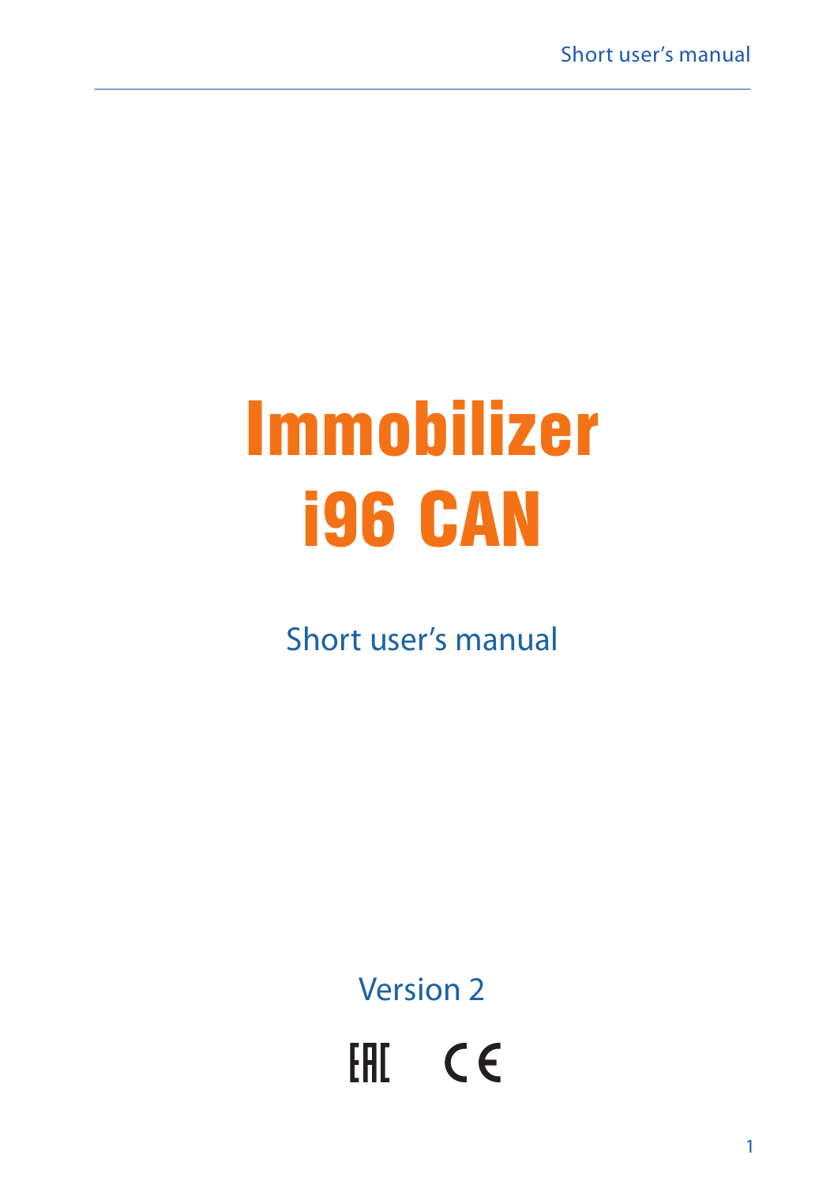# Immobilizer i96 CAN

Short user's manual

Version 2

EAC CE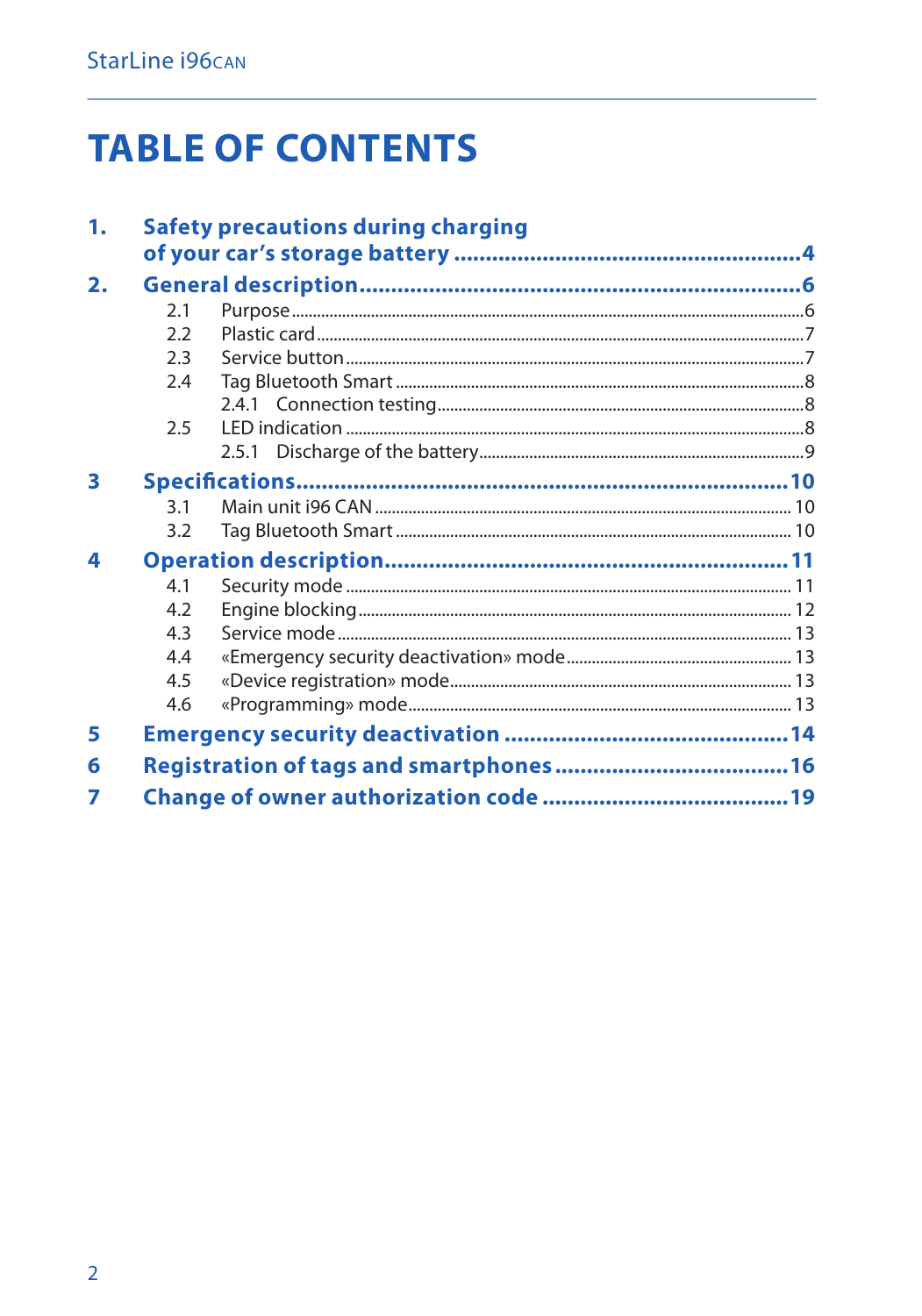# TABLE OF CONTENTS

1. **Safety precautions during charging of your car's storage battery** ........ 4
2. **General description** ........ 6
   - 2.1 Purpose ........ 6
   - 2.2 Plastic card ........ 7
   - 2.3 Service button ........ 7
   - 2.4 Tag Bluetooth Smart ........ 8
     - 2.4.1 Connection testing ........ 8
   - 2.5 LED indication ........ 8
     - 2.5.1 Discharge of the battery ........ 9
3. **Specifications** ........ 10
   - 3.1 Main unit i96 CAN ........ 10
   - 3.2 Tag Bluetooth Smart ........ 10
4. **Operation description** ........ 11
   - 4.1 Security mode ........ 11
   - 4.2 Engine blocking ........ 12
   - 4.3 Service mode ........ 13
   - 4.4 «Emergency security deactivation» mode ........ 13
   - 4.5 «Device registration» mode ........ 13
   - 4.6 «Programming» mode ........ 13
5. **Emergency security deactivation** ........ 14
6. **Registration of tags and smartphones** ........ 16
7. **Change of owner authorization code** ........ 19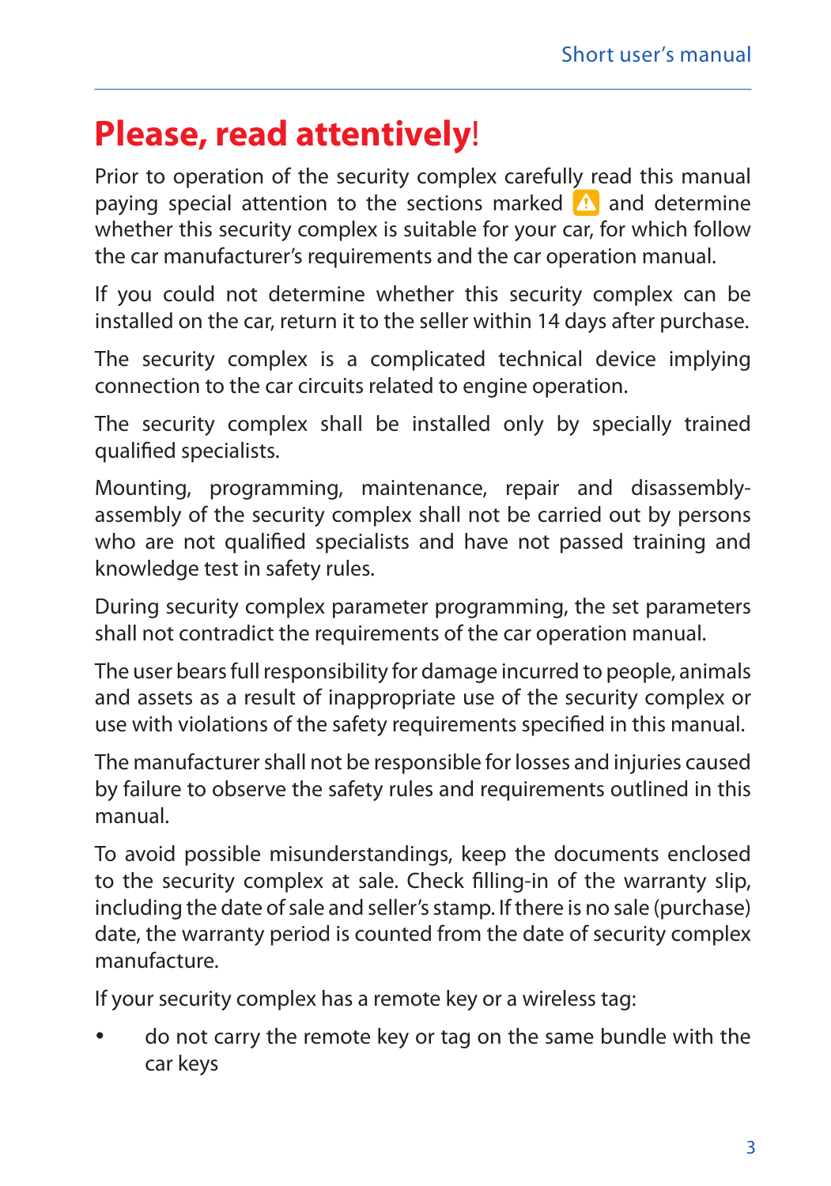# Please, read attentively!

Prior to operation of the security complex carefully read this manual paying special attention to the sections marked ⚠ and determine whether this security complex is suitable for your car, for which follow the car manufacturer's requirements and the car operation manual.

If you could not determine whether this security complex can be installed on the car, return it to the seller within 14 days after purchase.

The security complex is a complicated technical device implying connection to the car circuits related to engine operation.

The security complex shall be installed only by specially trained qualified specialists.

Mounting, programming, maintenance, repair and disassembly-assembly of the security complex shall not be carried out by persons who are not qualified specialists and have not passed training and knowledge test in safety rules.

During security complex parameter programming, the set parameters shall not contradict the requirements of the car operation manual.

The user bears full responsibility for damage incurred to people, animals and assets as a result of inappropriate use of the security complex or use with violations of the safety requirements specified in this manual.

The manufacturer shall not be responsible for losses and injuries caused by failure to observe the safety rules and requirements outlined in this manual.

To avoid possible misunderstandings, keep the documents enclosed to the security complex at sale. Check filling-in of the warranty slip, including the date of sale and seller's stamp. If there is no sale (purchase) date, the warranty period is counted from the date of security complex manufacture.

If your security complex has a remote key or a wireless tag:

- do not carry the remote key or tag on the same bundle with the car keys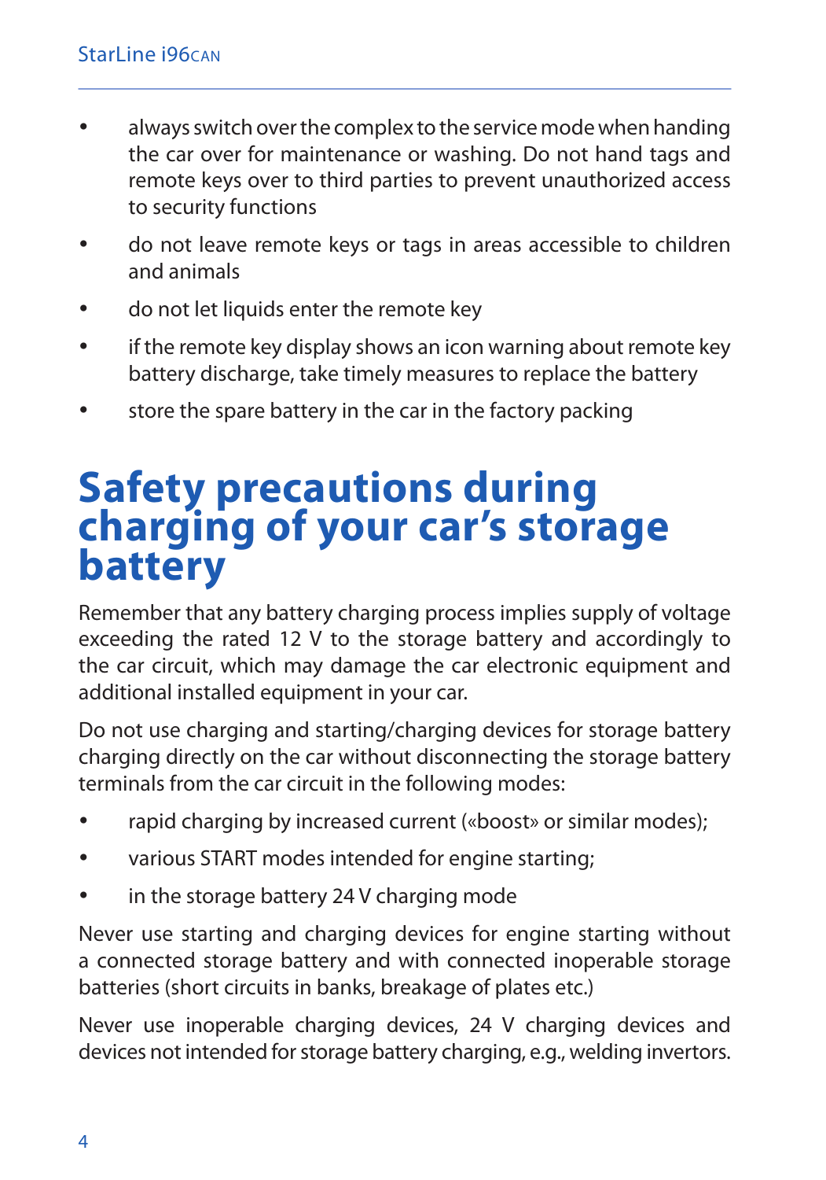- always switch over the complex to the service mode when handing the car over for maintenance or washing. Do not hand tags and remote keys over to third parties to prevent unauthorized access to security functions
- do not leave remote keys or tags in areas accessible to children and animals
- do not let liquids enter the remote key
- if the remote key display shows an icon warning about remote key battery discharge, take timely measures to replace the battery
- store the spare battery in the car in the factory packing

# Safety precautions during charging of your car's storage battery

Remember that any battery charging process implies supply of voltage exceeding the rated 12 V to the storage battery and accordingly to the car circuit, which may damage the car electronic equipment and additional installed equipment in your car.

Do not use charging and starting/charging devices for storage battery charging directly on the car without disconnecting the storage battery terminals from the car circuit in the following modes:

- rapid charging by increased current («boost» or similar modes);
- various START modes intended for engine starting;
- in the storage battery 24 V charging mode

Never use starting and charging devices for engine starting without a connected storage battery and with connected inoperable storage batteries (short circuits in banks, breakage of plates etc.)

Never use inoperable charging devices, 24 V charging devices and devices not intended for storage battery charging, e.g., welding invertors.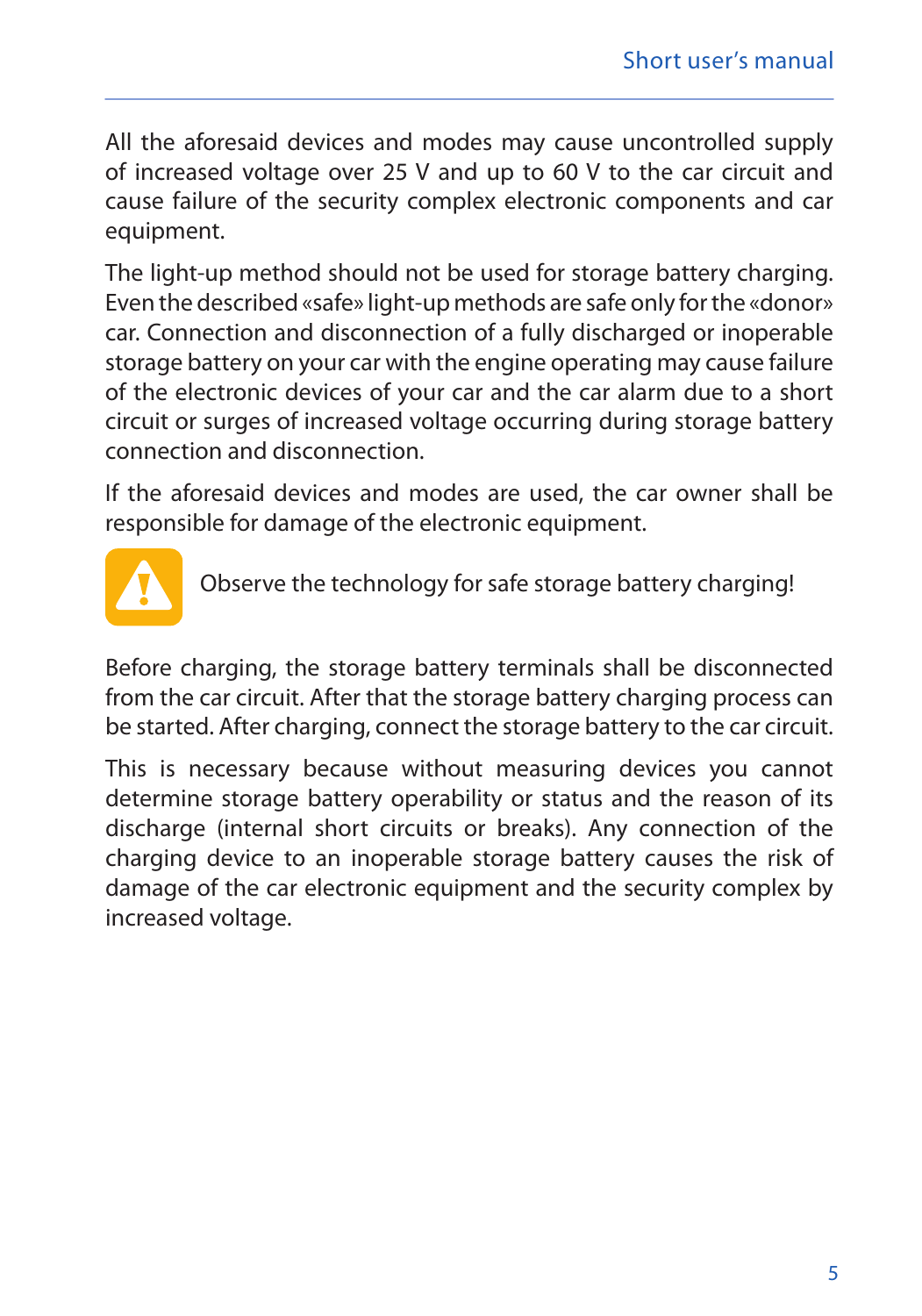All the aforesaid devices and modes may cause uncontrolled supply of increased voltage over 25 V and up to 60 V to the car circuit and cause failure of the security complex electronic components and car equipment.

The light-up method should not be used for storage battery charging. Even the described «safe» light-up methods are safe only for the «donor» car. Connection and disconnection of a fully discharged or inoperable storage battery on your car with the engine operating may cause failure of the electronic devices of your car and the car alarm due to a short circuit or surges of increased voltage occurring during storage battery connection and disconnection.

If the aforesaid devices and modes are used, the car owner shall be responsible for damage of the electronic equipment.

Observe the technology for safe storage battery charging!

Before charging, the storage battery terminals shall be disconnected from the car circuit. After that the storage battery charging process can be started. After charging, connect the storage battery to the car circuit.

This is necessary because without measuring devices you cannot determine storage battery operability or status and the reason of its discharge (internal short circuits or breaks). Any connection of the charging device to an inoperable storage battery causes the risk of damage of the car electronic equipment and the security complex by increased voltage.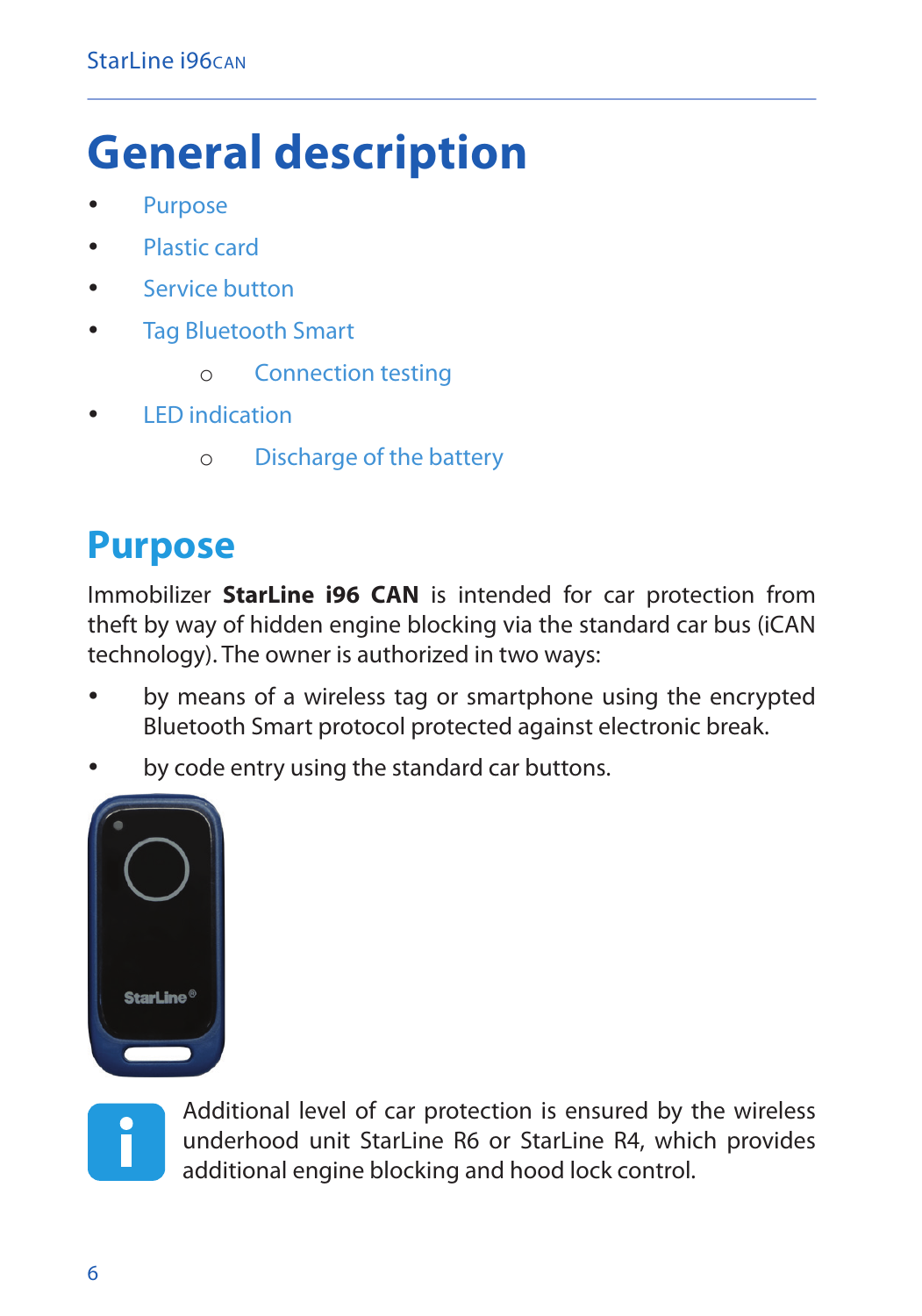# General description

- Purpose
- Plastic card
- Service button
- Tag Bluetooth Smart
    - Connection testing
- LED indication
    - Discharge of the battery

## Purpose

Immobilizer **StarLine i96 CAN** is intended for car protection from theft by way of hidden engine blocking via the standard car bus (iCAN technology). The owner is authorized in two ways:

- by means of a wireless tag or smartphone using the encrypted Bluetooth Smart protocol protected against electronic break.
- by code entry using the standard car buttons.

Additional level of car protection is ensured by the wireless underhood unit StarLine R6 or StarLine R4, which provides additional engine blocking and hood lock control.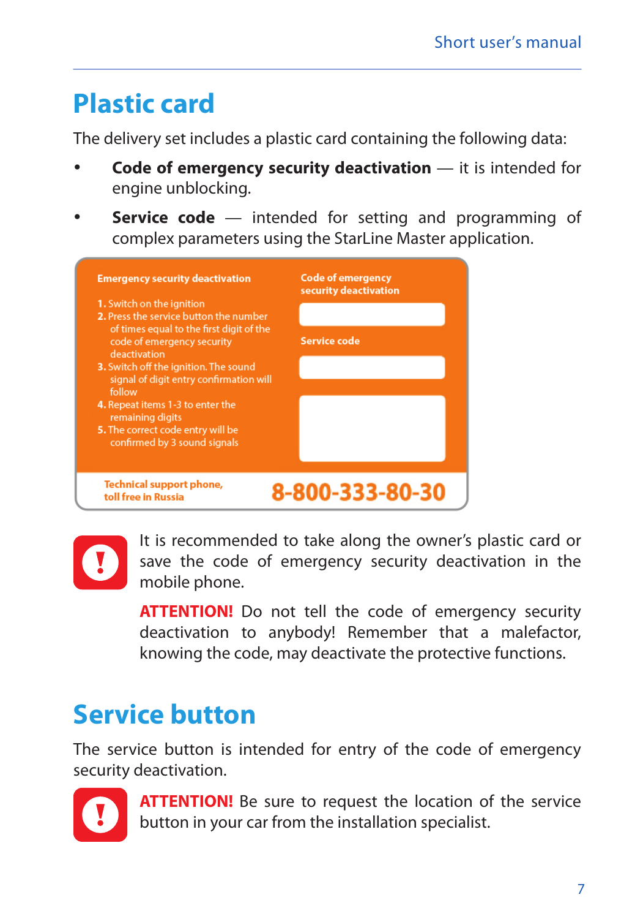# Plastic card

The delivery set includes a plastic card containing the following data:

- **Code of emergency security deactivation** — it is intended for engine unblocking.
- **Service code** — intended for setting and programming of complex parameters using the StarLine Master application.

**Emergency security deactivation**

1. Switch on the ignition
2. Press the service button the number of times equal to the first digit of the code of emergency security deactivation
3. Switch off the ignition. The sound signal of digit entry confirmation will follow
4. Repeat items 1-3 to enter the remaining digits
5. The correct code entry will be confirmed by 3 sound signals

**Code of emergency security deactivation**

**Service code**

**Technical support phone, toll free in Russia** 8-800-333-80-30

It is recommended to take along the owner's plastic card or save the code of emergency security deactivation in the mobile phone.

**ATTENTION!** Do not tell the code of emergency security deactivation to anybody! Remember that a malefactor, knowing the code, may deactivate the protective functions.

# Service button

The service button is intended for entry of the code of emergency security deactivation.

**ATTENTION!** Be sure to request the location of the service button in your car from the installation specialist.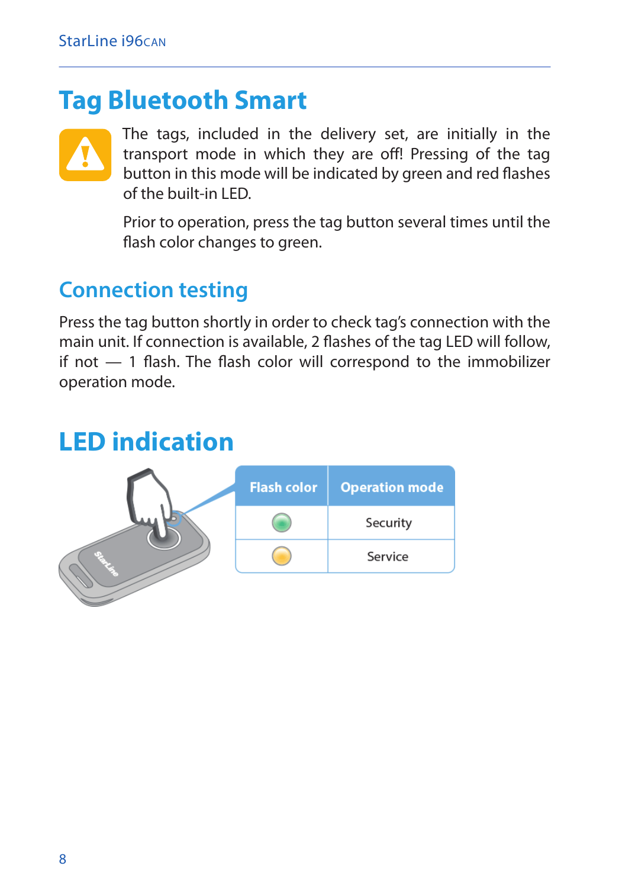# Tag Bluetooth Smart

The tags, included in the delivery set, are initially in the transport mode in which they are off! Pressing of the tag button in this mode will be indicated by green and red flashes of the built-in LED.

Prior to operation, press the tag button several times until the flash color changes to green.

## Connection testing

Press the tag button shortly in order to check tag's connection with the main unit. If connection is available, 2 flashes of the tag LED will follow, if not — 1 flash. The flash color will correspond to the immobilizer operation mode.

# LED indication

| Flash color | Operation mode |
| --- | --- |
| Green | Security |
| Yellow | Service |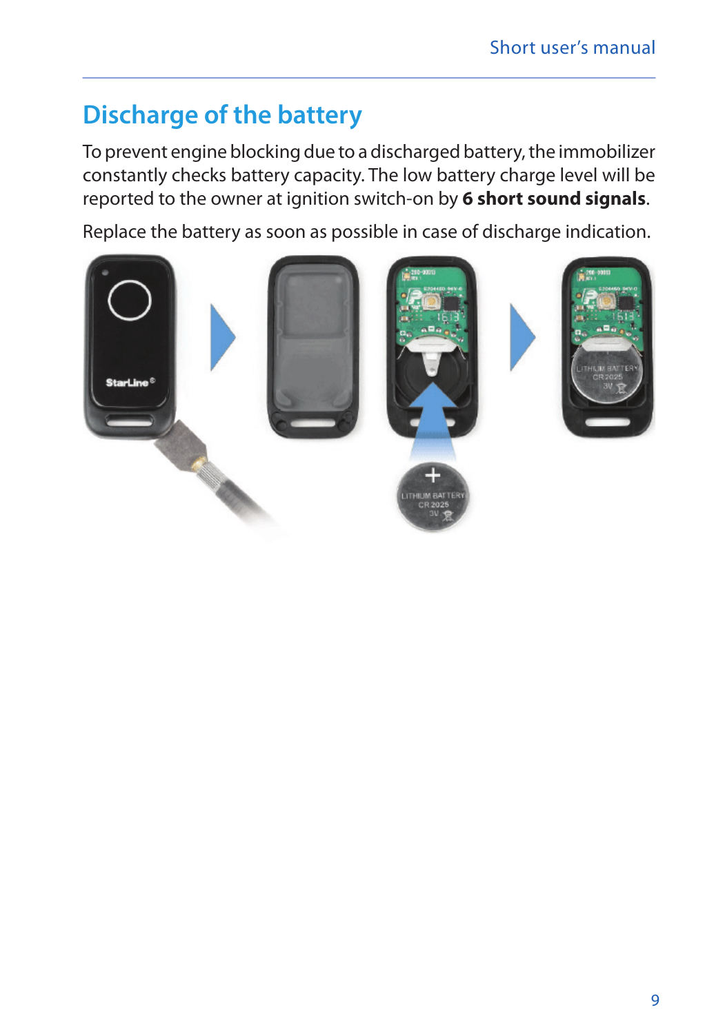# Discharge of the battery

To prevent engine blocking due to a discharged battery, the immobilizer constantly checks battery capacity. The low battery charge level will be reported to the owner at ignition switch-on by **6 short sound signals**.

Replace the battery as soon as possible in case of discharge indication.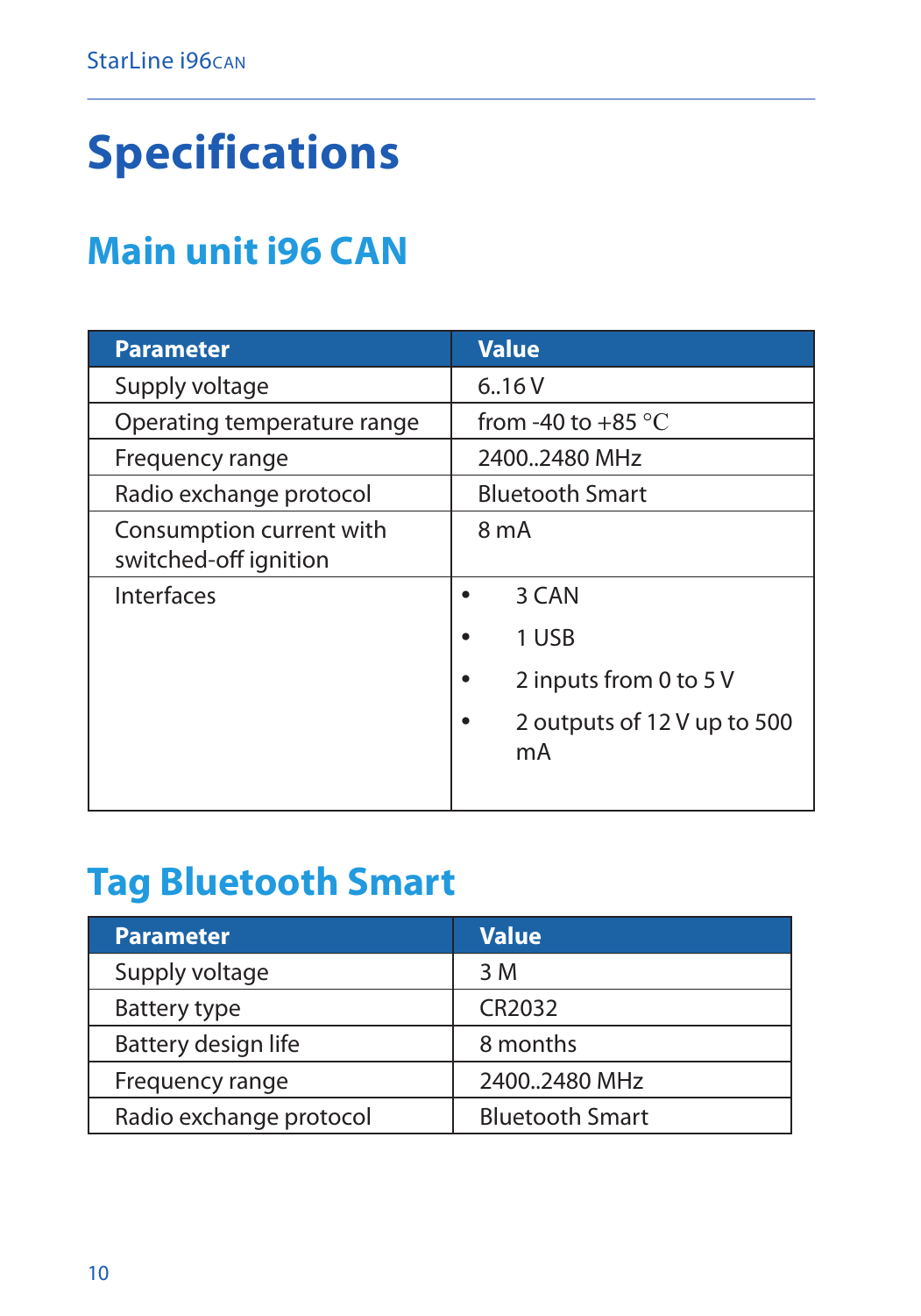# Specifications

## Main unit i96 CAN

| Parameter | Value |
|---|---|
| Supply voltage | 6..16 V |
| Operating temperature range | from -40 to +85 °C |
| Frequency range | 2400..2480 MHz |
| Radio exchange protocol | Bluetooth Smart |
| Consumption current with switched-off ignition | 8 mA |
| Interfaces | • 3 CAN<br>• 1 USB<br>• 2 inputs from 0 to 5 V<br>• 2 outputs of 12 V up to 500 mA |

## Tag Bluetooth Smart

| Parameter | Value |
|---|---|
| Supply voltage | 3 M |
| Battery type | CR2032 |
| Battery design life | 8 months |
| Frequency range | 2400..2480 MHz |
| Radio exchange protocol | Bluetooth Smart |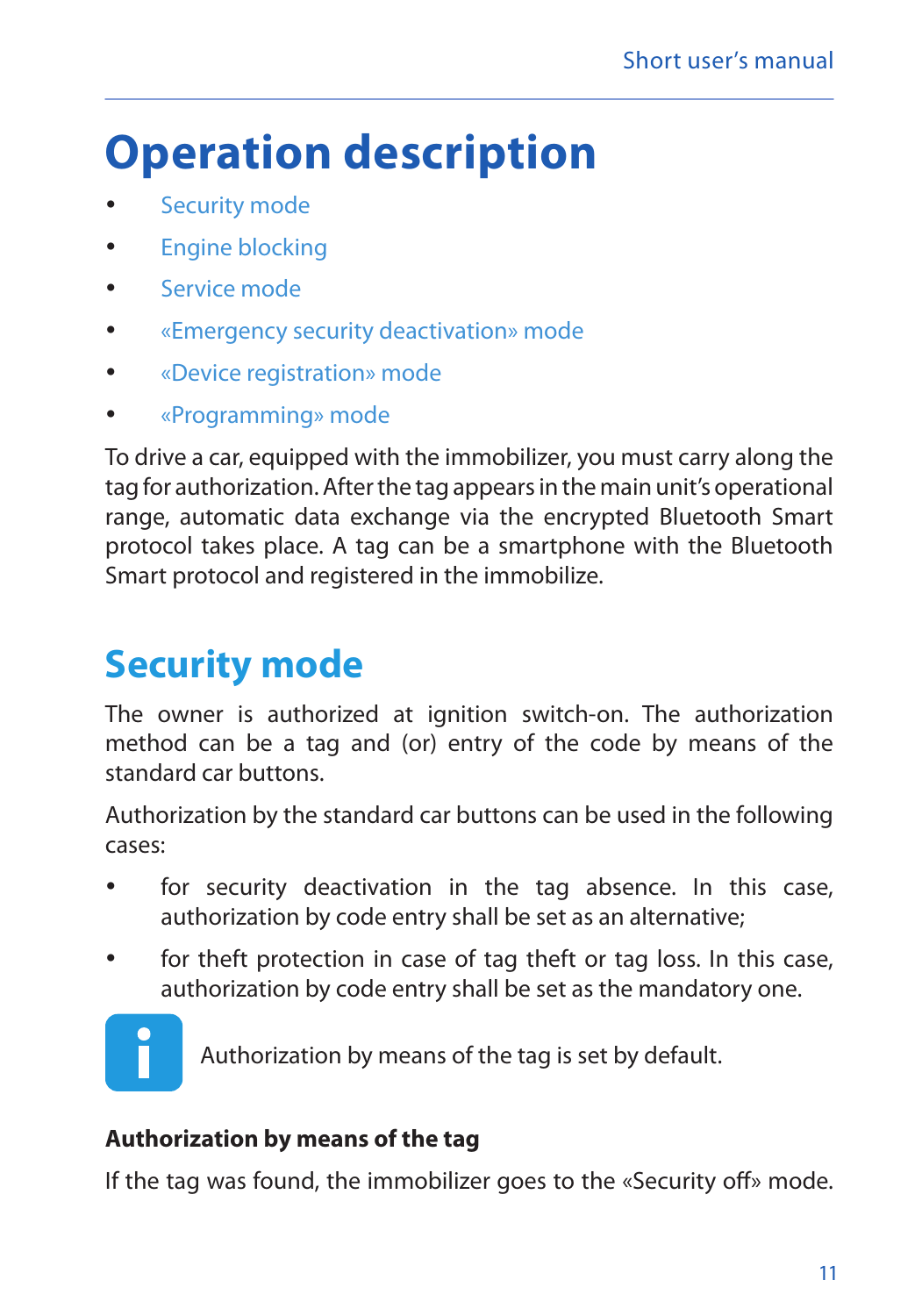# Operation description

- Security mode
- Engine blocking
- Service mode
- «Emergency security deactivation» mode
- «Device registration» mode
- «Programming» mode

To drive a car, equipped with the immobilizer, you must carry along the tag for authorization. After the tag appears in the main unit's operational range, automatic data exchange via the encrypted Bluetooth Smart protocol takes place. A tag can be a smartphone with the Bluetooth Smart protocol and registered in the immobilize.

## Security mode

The owner is authorized at ignition switch-on. The authorization method can be a tag and (or) entry of the code by means of the standard car buttons.

Authorization by the standard car buttons can be used in the following cases:

- for security deactivation in the tag absence. In this case, authorization by code entry shall be set as an alternative;
- for theft protection in case of tag theft or tag loss. In this case, authorization by code entry shall be set as the mandatory one.

Authorization by means of the tag is set by default.

**Authorization by means of the tag**

If the tag was found, the immobilizer goes to the «Security off» mode.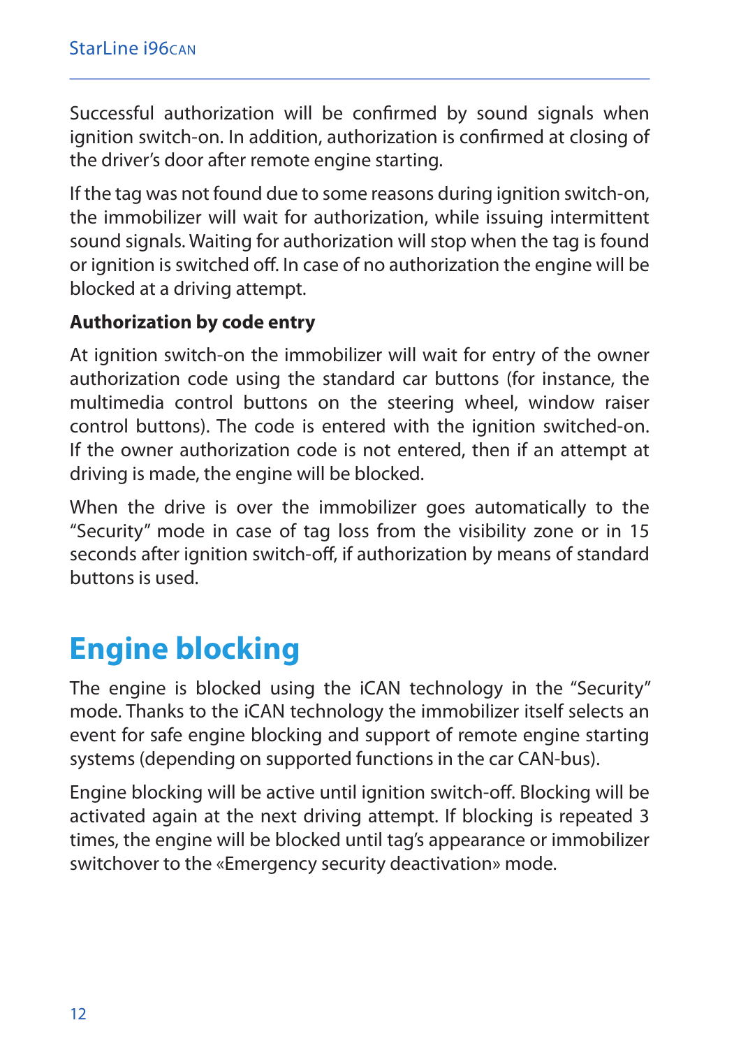Successful authorization will be confirmed by sound signals when ignition switch-on. In addition, authorization is confirmed at closing of the driver's door after remote engine starting.

If the tag was not found due to some reasons during ignition switch-on, the immobilizer will wait for authorization, while issuing intermittent sound signals. Waiting for authorization will stop when the tag is found or ignition is switched off. In case of no authorization the engine will be blocked at a driving attempt.

**Authorization by code entry**

At ignition switch-on the immobilizer will wait for entry of the owner authorization code using the standard car buttons (for instance, the multimedia control buttons on the steering wheel, window raiser control buttons). The code is entered with the ignition switched-on. If the owner authorization code is not entered, then if an attempt at driving is made, the engine will be blocked.

When the drive is over the immobilizer goes automatically to the "Security" mode in case of tag loss from the visibility zone or in 15 seconds after ignition switch-off, if authorization by means of standard buttons is used.

# Engine blocking

The engine is blocked using the iCAN technology in the "Security" mode. Thanks to the iCAN technology the immobilizer itself selects an event for safe engine blocking and support of remote engine starting systems (depending on supported functions in the car CAN-bus).

Engine blocking will be active until ignition switch-off. Blocking will be activated again at the next driving attempt. If blocking is repeated 3 times, the engine will be blocked until tag's appearance or immobilizer switchover to the «Emergency security deactivation» mode.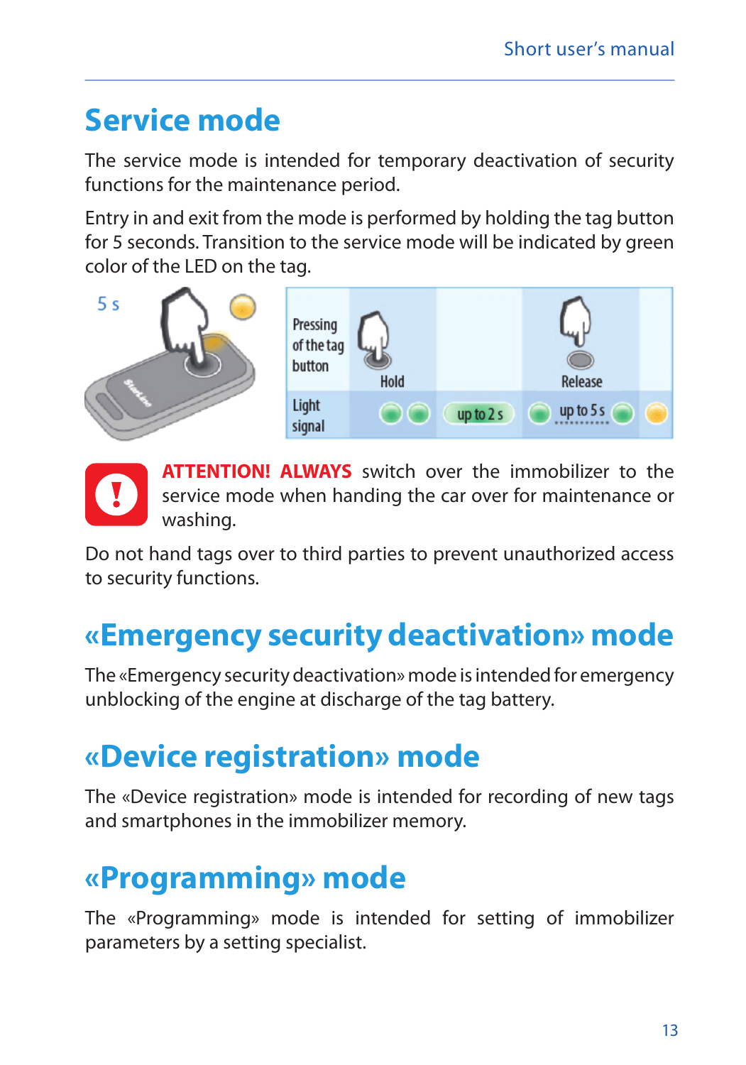# Service mode

The service mode is intended for temporary deactivation of security functions for the maintenance period.

Entry in and exit from the mode is performed by holding the tag button for 5 seconds. Transition to the service mode will be indicated by green color of the LED on the tag.

5 s

Pressing of the tag button

Hold

Release

Light signal

up to 2 s

up to 5 s

**ATTENTION! ALWAYS** switch over the immobilizer to the service mode when handing the car over for maintenance or washing.

Do not hand tags over to third parties to prevent unauthorized access to security functions.

# «Emergency security deactivation» mode

The «Emergency security deactivation» mode is intended for emergency unblocking of the engine at discharge of the tag battery.

# «Device registration» mode

The «Device registration» mode is intended for recording of new tags and smartphones in the immobilizer memory.

# «Programming» mode

The «Programming» mode is intended for setting of immobilizer parameters by a setting specialist.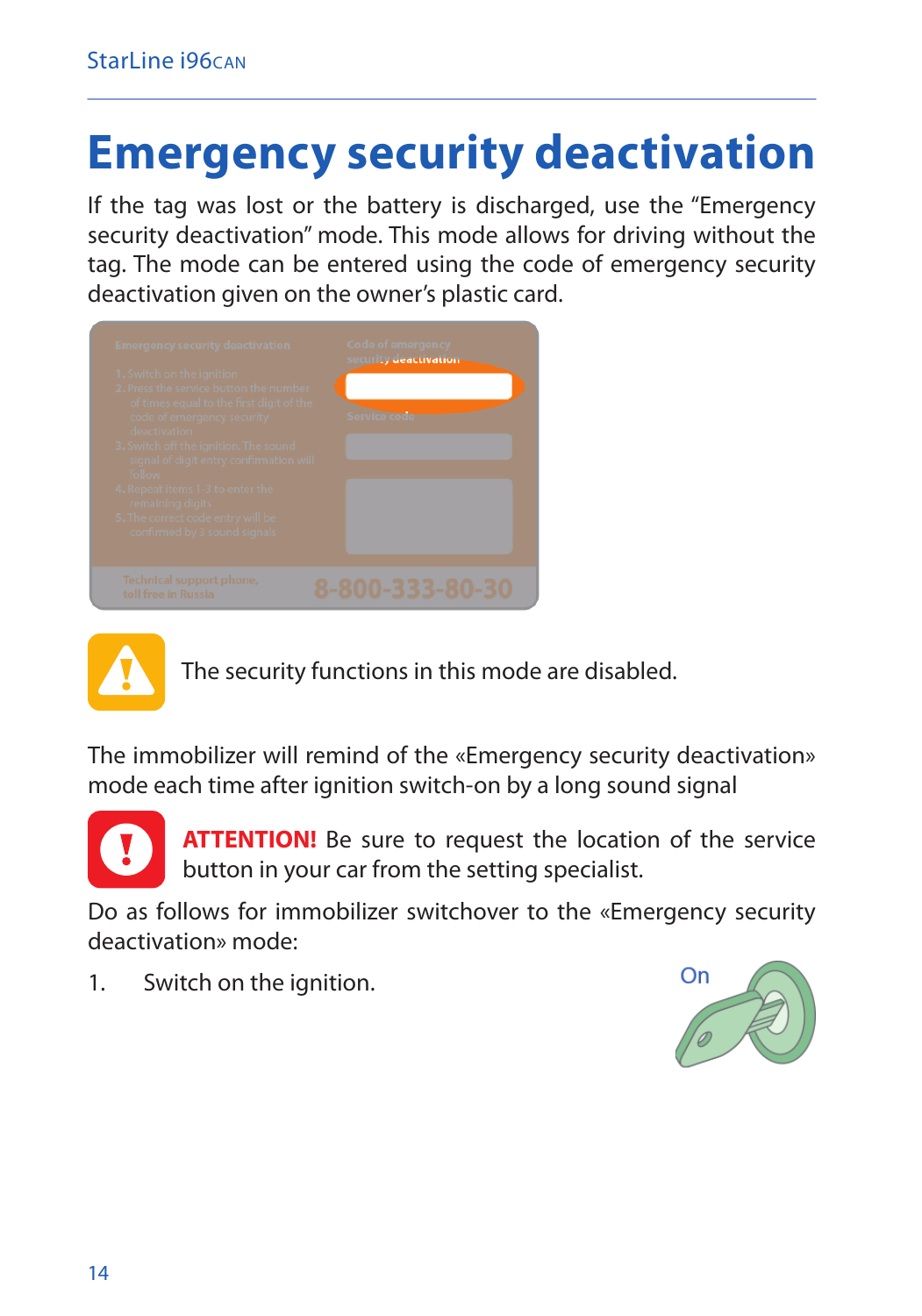# Emergency security deactivation

If the tag was lost or the battery is discharged, use the "Emergency security deactivation" mode. This mode allows for driving without the tag. The mode can be entered using the code of emergency security deactivation given on the owner's plastic card.

Emergency security deactivation

1. Switch on the ignition
2. Press the service button the number of times equal to the first digit of the code of emergency security deactivation
3. Switch off the ignition. The sound signal of digit entry confirmation will follow
4. Repeat items 1–3 to enter the remaining digits
5. The correct code entry will be confirmed by 3 sound signals

Code of emergency security deactivation

Service code

Technical support phone, toll free in Russia 8-800-333-80-30

The security functions in this mode are disabled.

The immobilizer will remind of the «Emergency security deactivation» mode each time after ignition switch-on by a long sound signal

**ATTENTION!** Be sure to request the location of the service button in your car from the setting specialist.

Do as follows for immobilizer switchover to the «Emergency security deactivation» mode:

1. Switch on the ignition.

On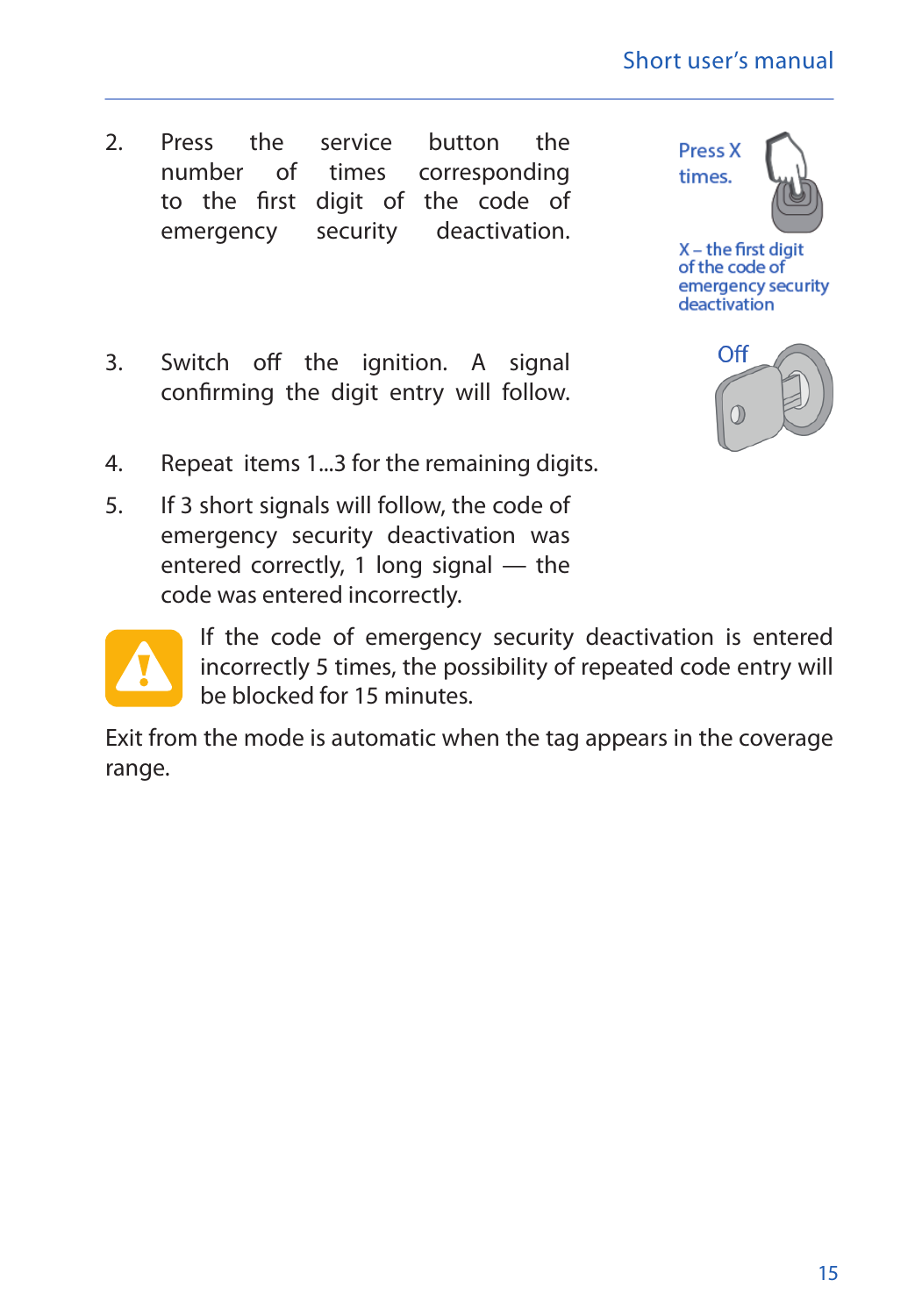2. Press the service button the number of times corresponding to the first digit of the code of emergency security deactivation.

Press X times.

X – the first digit of the code of emergency security deactivation

3. Switch off the ignition. A signal confirming the digit entry will follow.

Off

4. Repeat items 1...3 for the remaining digits.

5. If 3 short signals will follow, the code of emergency security deactivation was entered correctly, 1 long signal — the code was entered incorrectly.

If the code of emergency security deactivation is entered incorrectly 5 times, the possibility of repeated code entry will be blocked for 15 minutes.

Exit from the mode is automatic when the tag appears in the coverage range.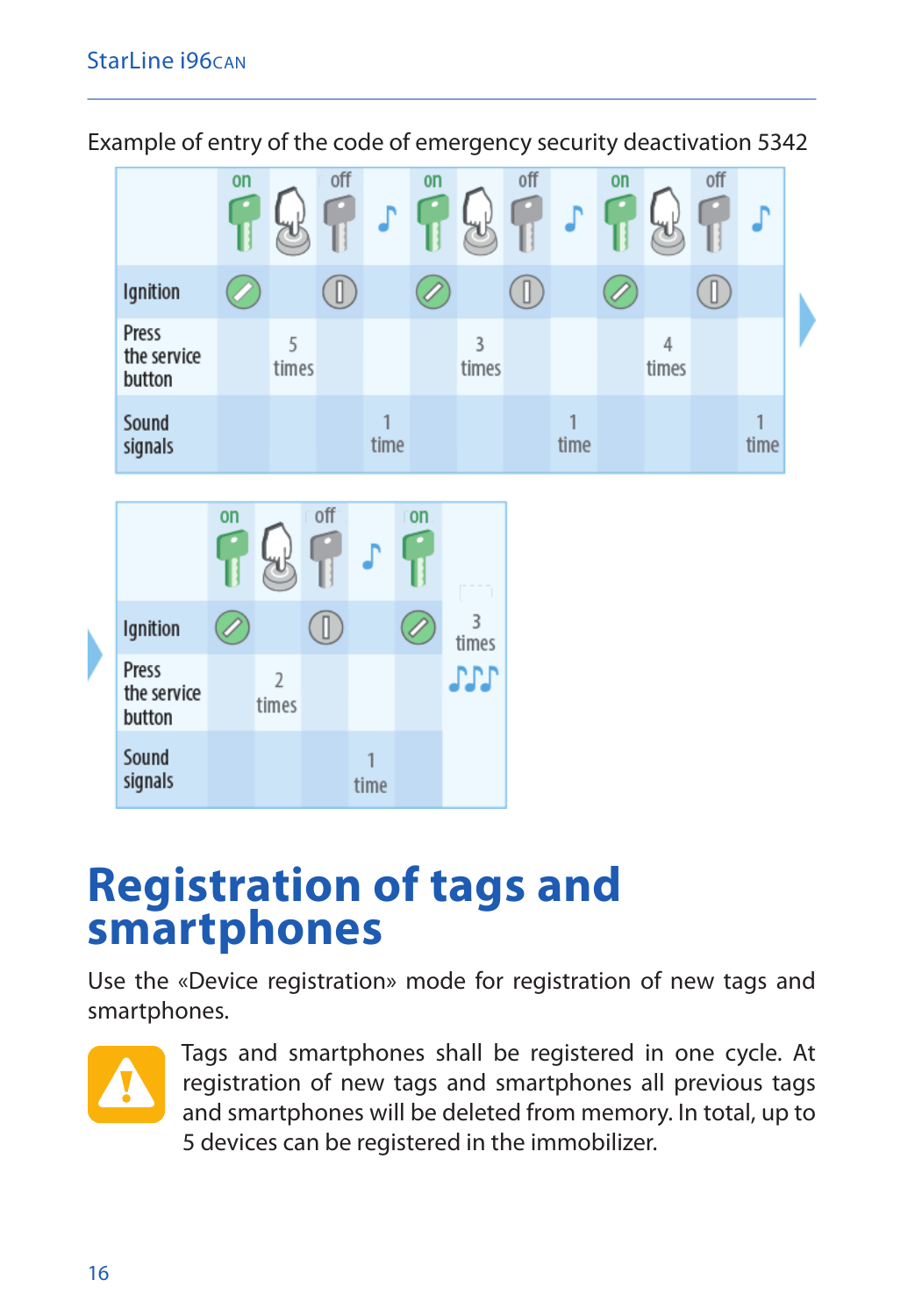Example of entry of the code of emergency security deactivation 5342

| | on | | off | | on | | off | | on | | off | |
|---|---|---|---|---|---|---|---|---|---|---|---|---|
| Ignition | ✓ | | ⏻ | | ✓ | | ⏻ | | ✓ | | ⏻ | |
| Press the service button | | 5 times | | | | 3 times | | | | 4 times | | |
| Sound signals | | | | 1 time | | | | 1 time | | | | 1 time |

| | on | | off | | on | |
|---|---|---|---|---|---|---|
| Ignition | ✓ | | ⏻ | | ✓ | 3 times |
| Press the service button | | 2 times | | | | |
| Sound signals | | | | 1 time | | |

# Registration of tags and smartphones

Use the «Device registration» mode for registration of new tags and smartphones.

Tags and smartphones shall be registered in one cycle. At registration of new tags and smartphones all previous tags and smartphones will be deleted from memory. In total, up to 5 devices can be registered in the immobilizer.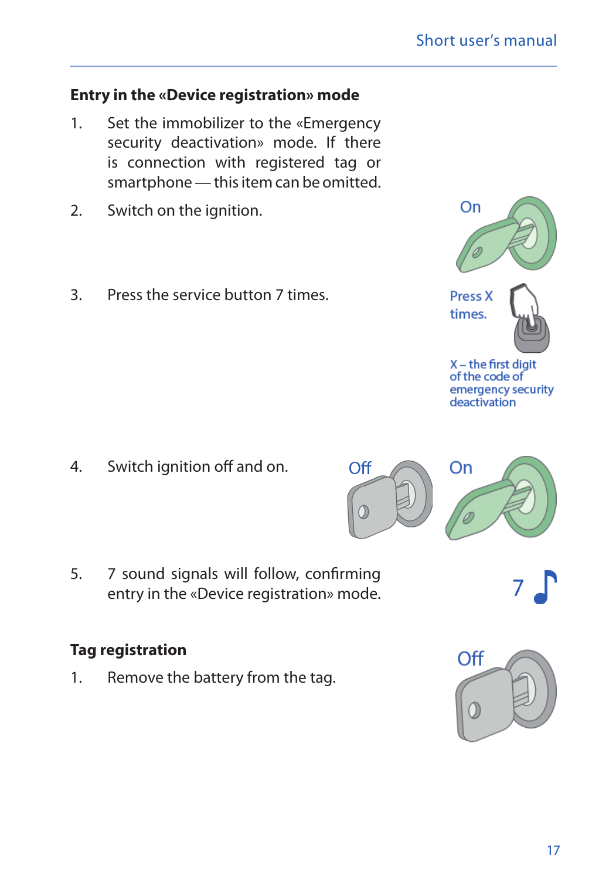## Entry in the «Device registration» mode

1. Set the immobilizer to the «Emergency security deactivation» mode. If there is connection with registered tag or smartphone — this item can be omitted.
2. Switch on the ignition.

On

3. Press the service button 7 times.

Press X times.

X – the first digit of the code of emergency security deactivation

4. Switch ignition off and on.

Off

On

5. 7 sound signals will follow, confirming entry in the «Device registration» mode.

7

## Tag registration

1. Remove the battery from the tag.

Off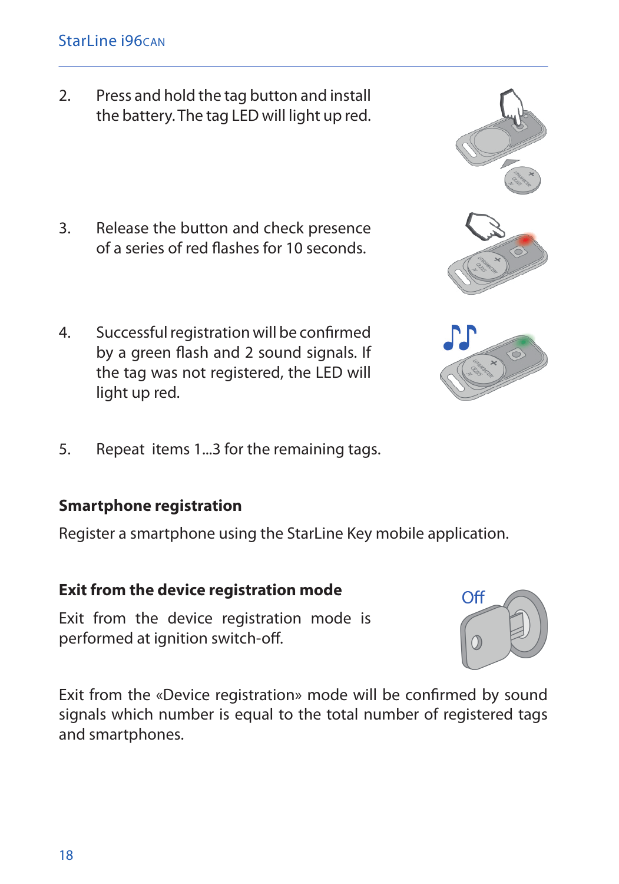2. Press and hold the tag button and install the battery. The tag LED will light up red.

3. Release the button and check presence of a series of red flashes for 10 seconds.

4. Successful registration will be confirmed by a green flash and 2 sound signals. If the tag was not registered, the LED will light up red.

5. Repeat items 1...3 for the remaining tags.

## Smartphone registration

Register a smartphone using the StarLine Key mobile application.

## Exit from the device registration mode

Exit from the device registration mode is performed at ignition switch-off.

Off

Exit from the «Device registration» mode will be confirmed by sound signals which number is equal to the total number of registered tags and smartphones.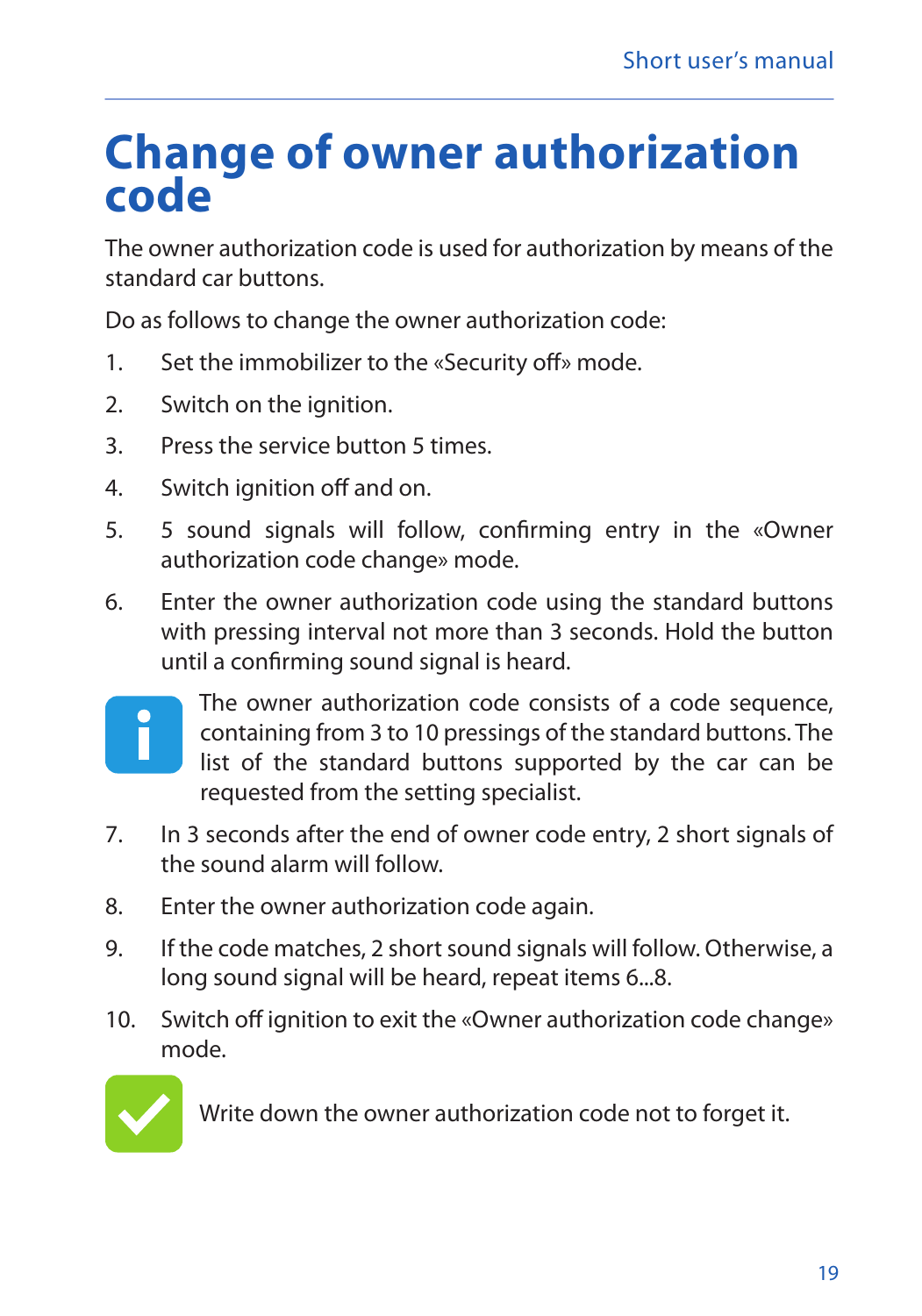# Change of owner authorization code

The owner authorization code is used for authorization by means of the standard car buttons.

Do as follows to change the owner authorization code:

1. Set the immobilizer to the «Security off» mode.
2. Switch on the ignition.
3. Press the service button 5 times.
4. Switch ignition off and on.
5. 5 sound signals will follow, confirming entry in the «Owner authorization code change» mode.
6. Enter the owner authorization code using the standard buttons with pressing interval not more than 3 seconds. Hold the button until a confirming sound signal is heard.

The owner authorization code consists of a code sequence, containing from 3 to 10 pressings of the standard buttons. The list of the standard buttons supported by the car can be requested from the setting specialist.

7. In 3 seconds after the end of owner code entry, 2 short signals of the sound alarm will follow.
8. Enter the owner authorization code again.
9. If the code matches, 2 short sound signals will follow. Otherwise, a long sound signal will be heard, repeat items 6...8.
10. Switch off ignition to exit the «Owner authorization code change» mode.

Write down the owner authorization code not to forget it.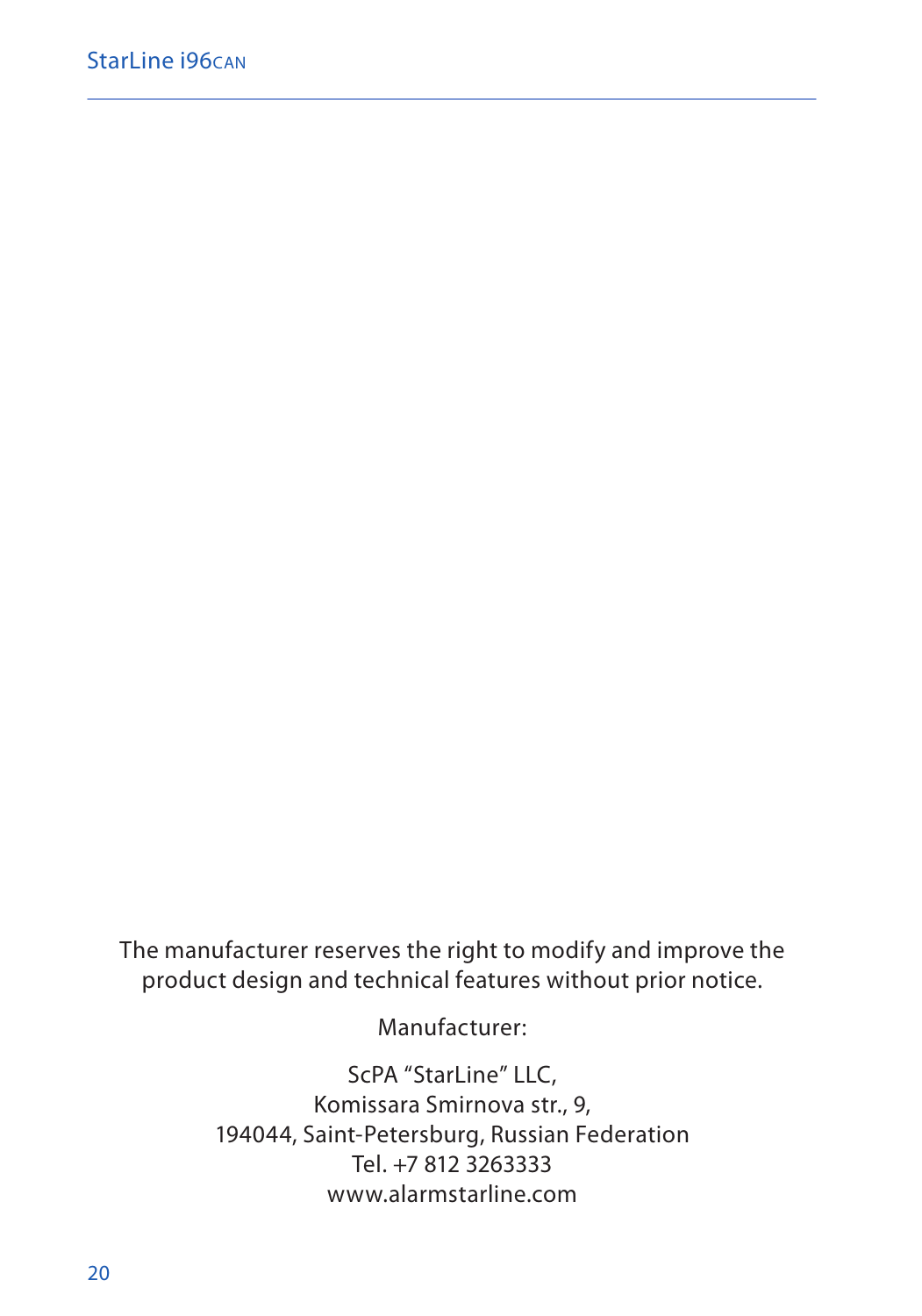The manufacturer reserves the right to modify and improve the product design and technical features without prior notice.

Manufacturer:

ScPA “StarLine” LLC,
Komissara Smirnova str., 9,
194044, Saint-Petersburg, Russian Federation
Tel. +7 812 3263333
www.alarmstarline.com